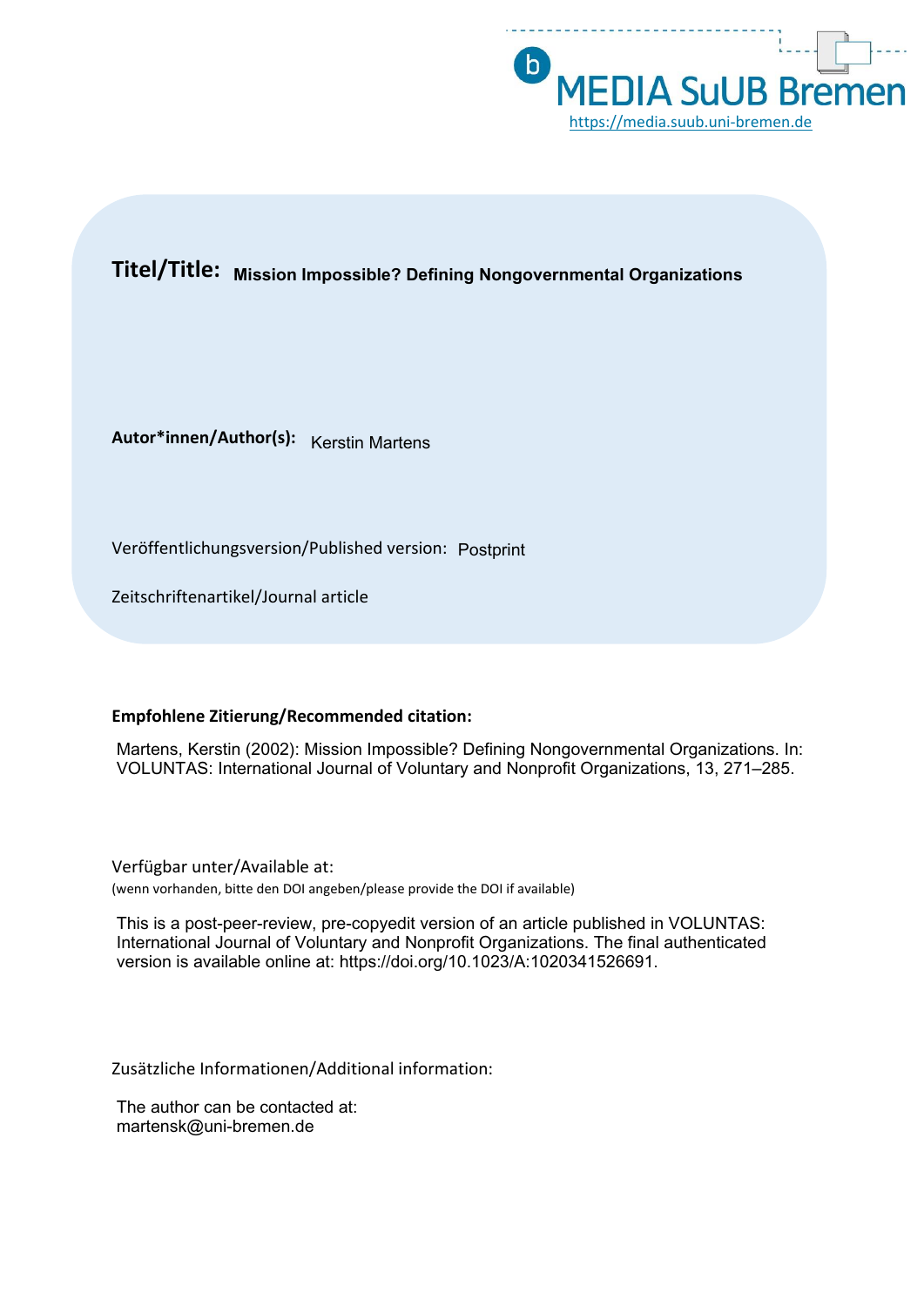MEDIA SuUB Bremen
https://media.suub.uni-bremen.de

**Titel/Title:** **Mission Impossible? Defining Nongovernmental Organizations**

**Autor*innen/Author(s):** Kerstin Martens

Veröffentlichungsversion/Published version: Postprint

Zeitschriftenartikel/Journal article

**Empfohlene Zitierung/Recommended citation:**

Martens, Kerstin (2002): Mission Impossible? Defining Nongovernmental Organizations. In: VOLUNTAS: International Journal of Voluntary and Nonprofit Organizations, 13, 271–285.

Verfügbar unter/Available at:
(wenn vorhanden, bitte den DOI angeben/please provide the DOI if available)

This is a post-peer-review, pre-copyedit version of an article published in VOLUNTAS: International Journal of Voluntary and Nonprofit Organizations. The final authenticated version is available online at: https://doi.org/10.1023/A:1020341526691.

Zusätzliche Informationen/Additional information:

The author can be contacted at:
martensk@uni-bremen.de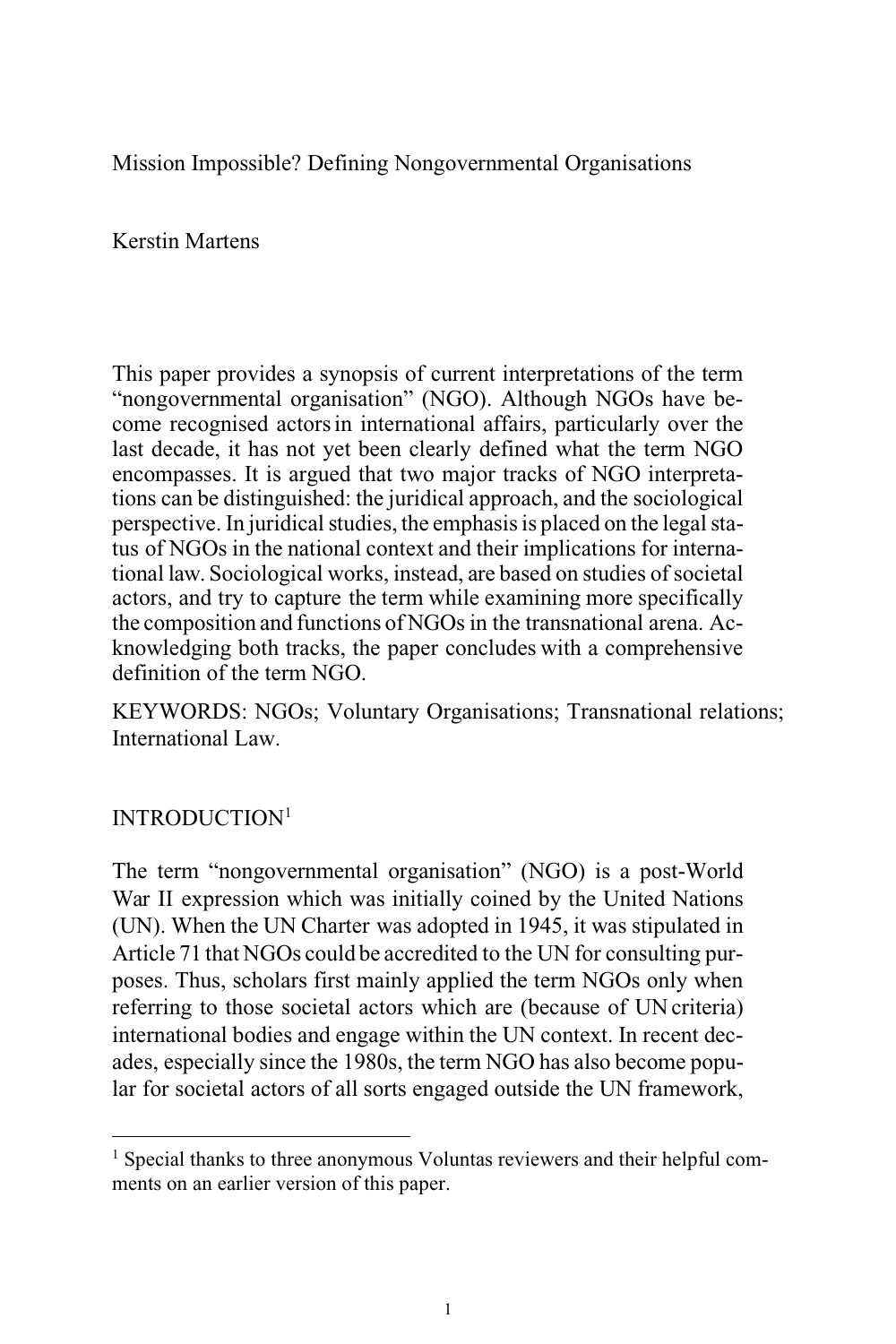Mission Impossible? Defining Nongovernmental Organisations

Kerstin Martens

This paper provides a synopsis of current interpretations of the term "nongovernmental organisation" (NGO). Although NGOs have become recognised actors in international affairs, particularly over the last decade, it has not yet been clearly defined what the term NGO encompasses. It is argued that two major tracks of NGO interpretations can be distinguished: the juridical approach, and the sociological perspective. In juridical studies, the emphasis is placed on the legal status of NGOs in the national context and their implications for international law. Sociological works, instead, are based on studies of societal actors, and try to capture the term while examining more specifically the composition and functions of NGOs in the transnational arena. Acknowledging both tracks, the paper concludes with a comprehensive definition of the term NGO.

KEYWORDS: NGOs; Voluntary Organisations; Transnational relations; International Law.

## INTRODUCTION[1]

The term "nongovernmental organisation" (NGO) is a post-World War II expression which was initially coined by the United Nations (UN). When the UN Charter was adopted in 1945, it was stipulated in Article 71 that NGOs could be accredited to the UN for consulting purposes. Thus, scholars first mainly applied the term NGOs only when referring to those societal actors which are (because of UN criteria) international bodies and engage within the UN context. In recent decades, especially since the 1980s, the term NGO has also become popular for societal actors of all sorts engaged outside the UN framework,

[1] Special thanks to three anonymous Voluntas reviewers and their helpful comments on an earlier version of this paper.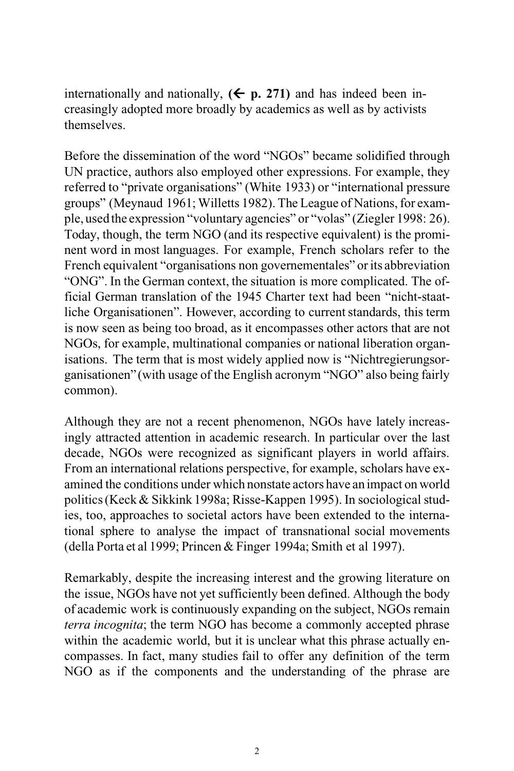internationally and nationally, **(← p. 271)** and has indeed been increasingly adopted more broadly by academics as well as by activists themselves.

Before the dissemination of the word "NGOs" became solidified through UN practice, authors also employed other expressions. For example, they referred to "private organisations" (White 1933) or "international pressure groups" (Meynaud 1961; Willetts 1982). The League of Nations, for example, used the expression "voluntary agencies" or "volas" (Ziegler 1998: 26). Today, though, the term NGO (and its respective equivalent) is the prominent word in most languages. For example, French scholars refer to the French equivalent "organisations non governementales" or its abbreviation "ONG". In the German context, the situation is more complicated. The official German translation of the 1945 Charter text had been "nicht-staatliche Organisationen". However, according to current standards, this term is now seen as being too broad, as it encompasses other actors that are not NGOs, for example, multinational companies or national liberation organisations. The term that is most widely applied now is "Nichtregierungsorganisationen" (with usage of the English acronym "NGO" also being fairly common).

Although they are not a recent phenomenon, NGOs have lately increasingly attracted attention in academic research. In particular over the last decade, NGOs were recognized as significant players in world affairs. From an international relations perspective, for example, scholars have examined the conditions under which nonstate actors have an impact on world politics (Keck & Sikkink 1998a; Risse-Kappen 1995). In sociological studies, too, approaches to societal actors have been extended to the international sphere to analyse the impact of transnational social movements (della Porta et al 1999; Princen & Finger 1994a; Smith et al 1997).

Remarkably, despite the increasing interest and the growing literature on the issue, NGOs have not yet sufficiently been defined. Although the body of academic work is continuously expanding on the subject, NGOs remain *terra incognita*; the term NGO has become a commonly accepted phrase within the academic world, but it is unclear what this phrase actually encompasses. In fact, many studies fail to offer any definition of the term NGO as if the components and the understanding of the phrase are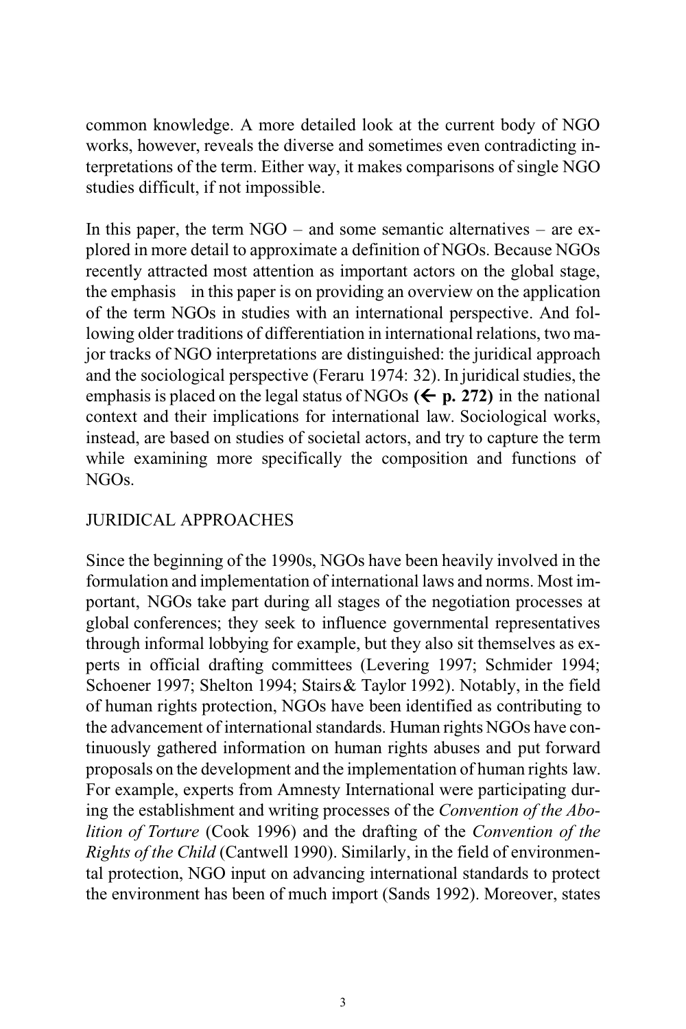common knowledge. A more detailed look at the current body of NGO works, however, reveals the diverse and sometimes even contradicting interpretations of the term. Either way, it makes comparisons of single NGO studies difficult, if not impossible.

In this paper, the term NGO – and some semantic alternatives – are explored in more detail to approximate a definition of NGOs. Because NGOs recently attracted most attention as important actors on the global stage, the emphasis in this paper is on providing an overview on the application of the term NGOs in studies with an international perspective. And following older traditions of differentiation in international relations, two major tracks of NGO interpretations are distinguished: the juridical approach and the sociological perspective (Feraru 1974: 32). In juridical studies, the emphasis is placed on the legal status of NGOs **(← p. 272)** in the national context and their implications for international law. Sociological works, instead, are based on studies of societal actors, and try to capture the term while examining more specifically the composition and functions of NGOs.

## JURIDICAL APPROACHES

Since the beginning of the 1990s, NGOs have been heavily involved in the formulation and implementation of international laws and norms. Most important, NGOs take part during all stages of the negotiation processes at global conferences; they seek to influence governmental representatives through informal lobbying for example, but they also sit themselves as experts in official drafting committees (Levering 1997; Schmider 1994; Schoener 1997; Shelton 1994; Stairs & Taylor 1992). Notably, in the field of human rights protection, NGOs have been identified as contributing to the advancement of international standards. Human rights NGOs have continuously gathered information on human rights abuses and put forward proposals on the development and the implementation of human rights law. For example, experts from Amnesty International were participating during the establishment and writing processes of the *Convention of the Abolition of Torture* (Cook 1996) and the drafting of the *Convention of the Rights of the Child* (Cantwell 1990). Similarly, in the field of environmental protection, NGO input on advancing international standards to protect the environment has been of much import (Sands 1992). Moreover, states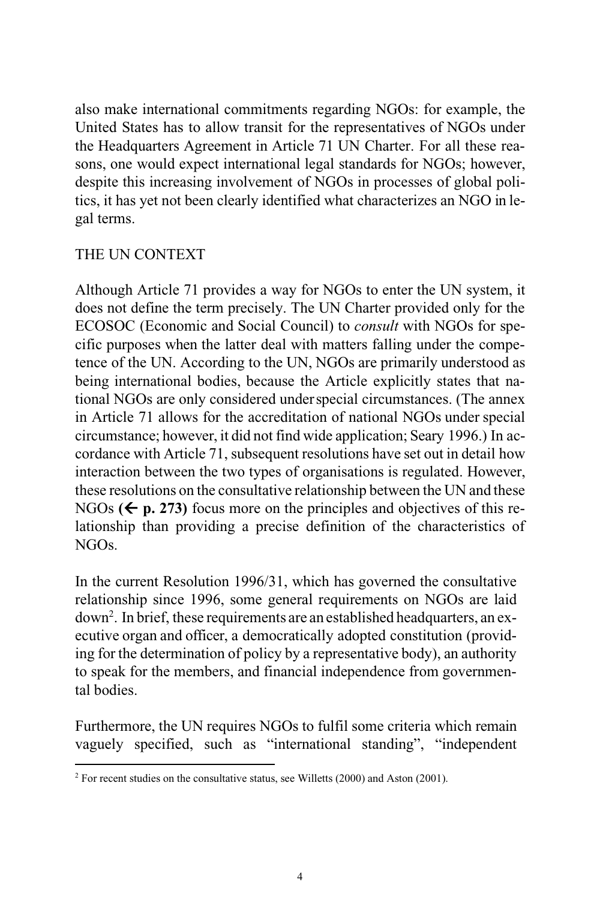also make international commitments regarding NGOs: for example, the United States has to allow transit for the representatives of NGOs under the Headquarters Agreement in Article 71 UN Charter. For all these reasons, one would expect international legal standards for NGOs; however, despite this increasing involvement of NGOs in processes of global politics, it has yet not been clearly identified what characterizes an NGO in legal terms.

## THE UN CONTEXT

Although Article 71 provides a way for NGOs to enter the UN system, it does not define the term precisely. The UN Charter provided only for the ECOSOC (Economic and Social Council) to *consult* with NGOs for specific purposes when the latter deal with matters falling under the competence of the UN. According to the UN, NGOs are primarily understood as being international bodies, because the Article explicitly states that national NGOs are only considered under special circumstances. (The annex in Article 71 allows for the accreditation of national NGOs under special circumstance; however, it did not find wide application; Seary 1996.) In accordance with Article 71, subsequent resolutions have set out in detail how interaction between the two types of organisations is regulated. However, these resolutions on the consultative relationship between the UN and these NGOs **(← p. 273)** focus more on the principles and objectives of this relationship than providing a precise definition of the characteristics of NGOs.

In the current Resolution 1996/31, which has governed the consultative relationship since 1996, some general requirements on NGOs are laid down[2]. In brief, these requirements are an established headquarters, an executive organ and officer, a democratically adopted constitution (providing for the determination of policy by a representative body), an authority to speak for the members, and financial independence from governmental bodies.

Furthermore, the UN requires NGOs to fulfil some criteria which remain vaguely specified, such as "international standing", "independent

[2] For recent studies on the consultative status, see Willetts (2000) and Aston (2001).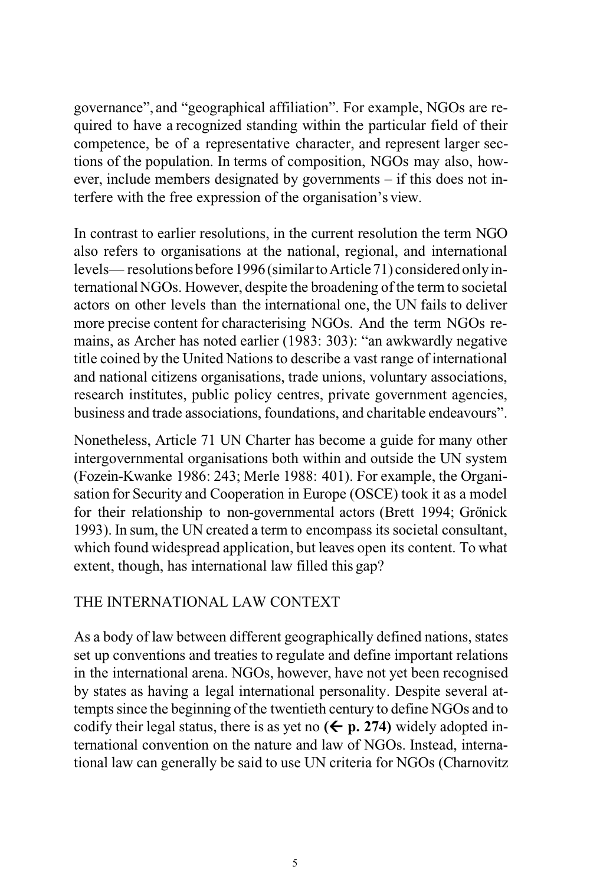governance", and "geographical affiliation". For example, NGOs are required to have a recognized standing within the particular field of their competence, be of a representative character, and represent larger sections of the population. In terms of composition, NGOs may also, however, include members designated by governments – if this does not interfere with the free expression of the organisation's view.

In contrast to earlier resolutions, in the current resolution the term NGO also refers to organisations at the national, regional, and international levels— resolutions before 1996 (similar to Article 71) considered only international NGOs. However, despite the broadening of the term to societal actors on other levels than the international one, the UN fails to deliver more precise content for characterising NGOs. And the term NGOs remains, as Archer has noted earlier (1983: 303): "an awkwardly negative title coined by the United Nations to describe a vast range of international and national citizens organisations, trade unions, voluntary associations, research institutes, public policy centres, private government agencies, business and trade associations, foundations, and charitable endeavours".

Nonetheless, Article 71 UN Charter has become a guide for many other intergovernmental organisations both within and outside the UN system (Fozein-Kwanke 1986: 243; Merle 1988: 401). For example, the Organisation for Security and Cooperation in Europe (OSCE) took it as a model for their relationship to non-governmental actors (Brett 1994; Grönick 1993). In sum, the UN created a term to encompass its societal consultant, which found widespread application, but leaves open its content. To what extent, though, has international law filled this gap?

## THE INTERNATIONAL LAW CONTEXT

As a body of law between different geographically defined nations, states set up conventions and treaties to regulate and define important relations in the international arena. NGOs, however, have not yet been recognised by states as having a legal international personality. Despite several attempts since the beginning of the twentieth century to define NGOs and to codify their legal status, there is as yet no **(← p. 274)** widely adopted international convention on the nature and law of NGOs. Instead, international law can generally be said to use UN criteria for NGOs (Charnovitz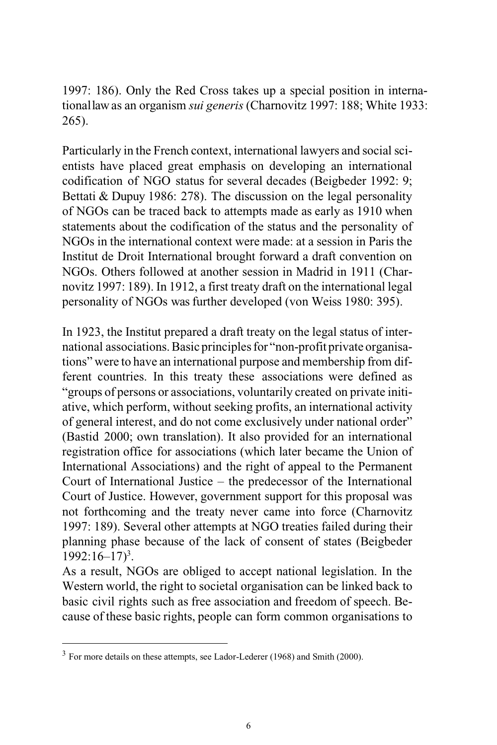1997: 186). Only the Red Cross takes up a special position in international law as an organism *sui generis* (Charnovitz 1997: 188; White 1933: 265).

Particularly in the French context, international lawyers and social scientists have placed great emphasis on developing an international codification of NGO status for several decades (Beigbeder 1992: 9; Bettati & Dupuy 1986: 278). The discussion on the legal personality of NGOs can be traced back to attempts made as early as 1910 when statements about the codification of the status and the personality of NGOs in the international context were made: at a session in Paris the Institut de Droit International brought forward a draft convention on NGOs. Others followed at another session in Madrid in 1911 (Charnovitz 1997: 189). In 1912, a first treaty draft on the international legal personality of NGOs was further developed (von Weiss 1980: 395).

In 1923, the Institut prepared a draft treaty on the legal status of international associations. Basic principles for "non-profit private organisations" were to have an international purpose and membership from different countries. In this treaty these associations were defined as "groups of persons or associations, voluntarily created on private initiative, which perform, without seeking profits, an international activity of general interest, and do not come exclusively under national order" (Bastid 2000; own translation). It also provided for an international registration office for associations (which later became the Union of International Associations) and the right of appeal to the Permanent Court of International Justice – the predecessor of the International Court of Justice. However, government support for this proposal was not forthcoming and the treaty never came into force (Charnovitz 1997: 189). Several other attempts at NGO treaties failed during their planning phase because of the lack of consent of states (Beigbeder 1992:16–17)[3].

As a result, NGOs are obliged to accept national legislation. In the Western world, the right to societal organisation can be linked back to basic civil rights such as free association and freedom of speech. Because of these basic rights, people can form common organisations to

[3] For more details on these attempts, see Lador-Lederer (1968) and Smith (2000).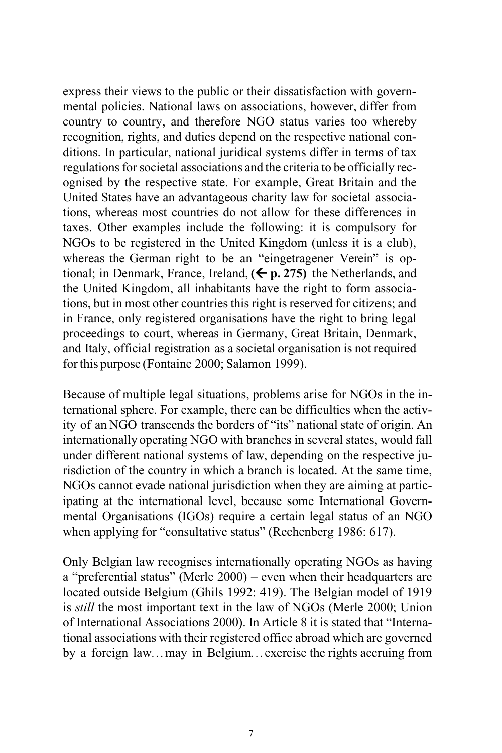express their views to the public or their dissatisfaction with governmental policies. National laws on associations, however, differ from country to country, and therefore NGO status varies too whereby recognition, rights, and duties depend on the respective national conditions. In particular, national juridical systems differ in terms of tax regulations for societal associations and the criteria to be officially recognised by the respective state. For example, Great Britain and the United States have an advantageous charity law for societal associations, whereas most countries do not allow for these differences in taxes. Other examples include the following: it is compulsory for NGOs to be registered in the United Kingdom (unless it is a club), whereas the German right to be an "eingetragener Verein" is optional; in Denmark, France, Ireland, **(← p. 275)** the Netherlands, and the United Kingdom, all inhabitants have the right to form associations, but in most other countries this right is reserved for citizens; and in France, only registered organisations have the right to bring legal proceedings to court, whereas in Germany, Great Britain, Denmark, and Italy, official registration as a societal organisation is not required for this purpose (Fontaine 2000; Salamon 1999).

Because of multiple legal situations, problems arise for NGOs in the international sphere. For example, there can be difficulties when the activity of an NGO transcends the borders of "its" national state of origin. An internationally operating NGO with branches in several states, would fall under different national systems of law, depending on the respective jurisdiction of the country in which a branch is located. At the same time, NGOs cannot evade national jurisdiction when they are aiming at participating at the international level, because some International Governmental Organisations (IGOs) require a certain legal status of an NGO when applying for "consultative status" (Rechenberg 1986: 617).

Only Belgian law recognises internationally operating NGOs as having a "preferential status" (Merle 2000) – even when their headquarters are located outside Belgium (Ghils 1992: 419). The Belgian model of 1919 is *still* the most important text in the law of NGOs (Merle 2000; Union of International Associations 2000). In Article 8 it is stated that "International associations with their registered office abroad which are governed by a foreign law… may in Belgium… exercise the rights accruing from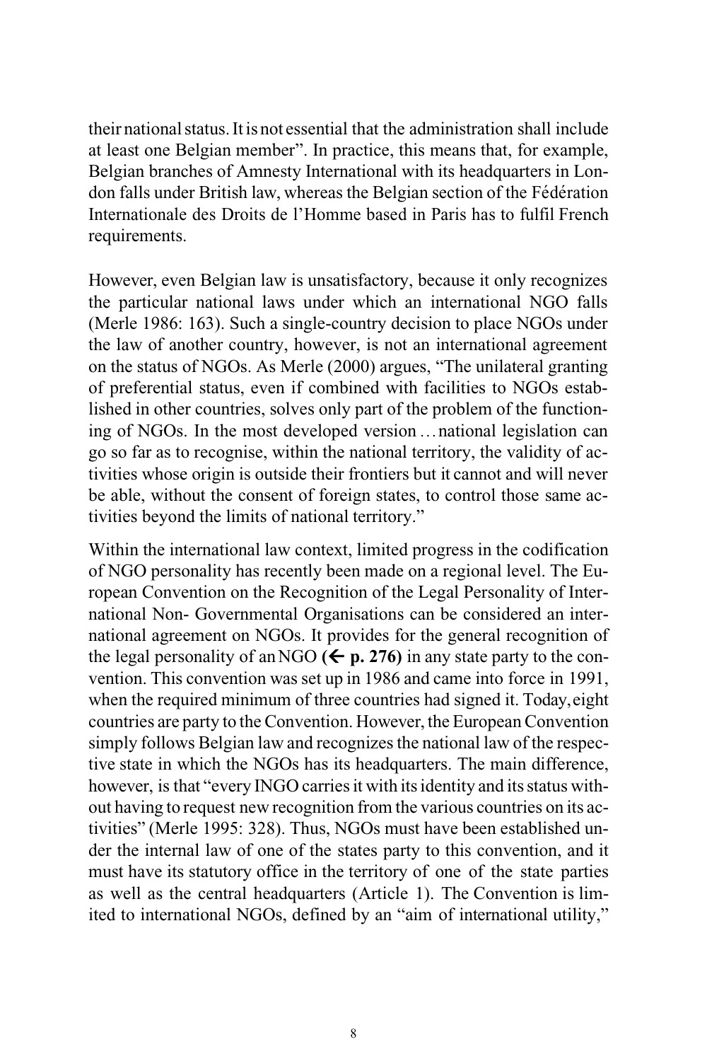their national status. It is not essential that the administration shall include at least one Belgian member". In practice, this means that, for example, Belgian branches of Amnesty International with its headquarters in London falls under British law, whereas the Belgian section of the Fédération Internationale des Droits de l'Homme based in Paris has to fulfil French requirements.

However, even Belgian law is unsatisfactory, because it only recognizes the particular national laws under which an international NGO falls (Merle 1986: 163). Such a single-country decision to place NGOs under the law of another country, however, is not an international agreement on the status of NGOs. As Merle (2000) argues, "The unilateral granting of preferential status, even if combined with facilities to NGOs established in other countries, solves only part of the problem of the functioning of NGOs. In the most developed version … national legislation can go so far as to recognise, within the national territory, the validity of activities whose origin is outside their frontiers but it cannot and will never be able, without the consent of foreign states, to control those same activities beyond the limits of national territory."

Within the international law context, limited progress in the codification of NGO personality has recently been made on a regional level. The European Convention on the Recognition of the Legal Personality of International Non- Governmental Organisations can be considered an international agreement on NGOs. It provides for the general recognition of the legal personality of an NGO **(← p. 276)** in any state party to the convention. This convention was set up in 1986 and came into force in 1991, when the required minimum of three countries had signed it. Today, eight countries are party to the Convention. However, the European Convention simply follows Belgian law and recognizes the national law of the respective state in which the NGOs has its headquarters. The main difference, however, is that "every INGO carries it with its identity and its status without having to request new recognition from the various countries on its activities" (Merle 1995: 328). Thus, NGOs must have been established under the internal law of one of the states party to this convention, and it must have its statutory office in the territory of one of the state parties as well as the central headquarters (Article 1). The Convention is limited to international NGOs, defined by an "aim of international utility,"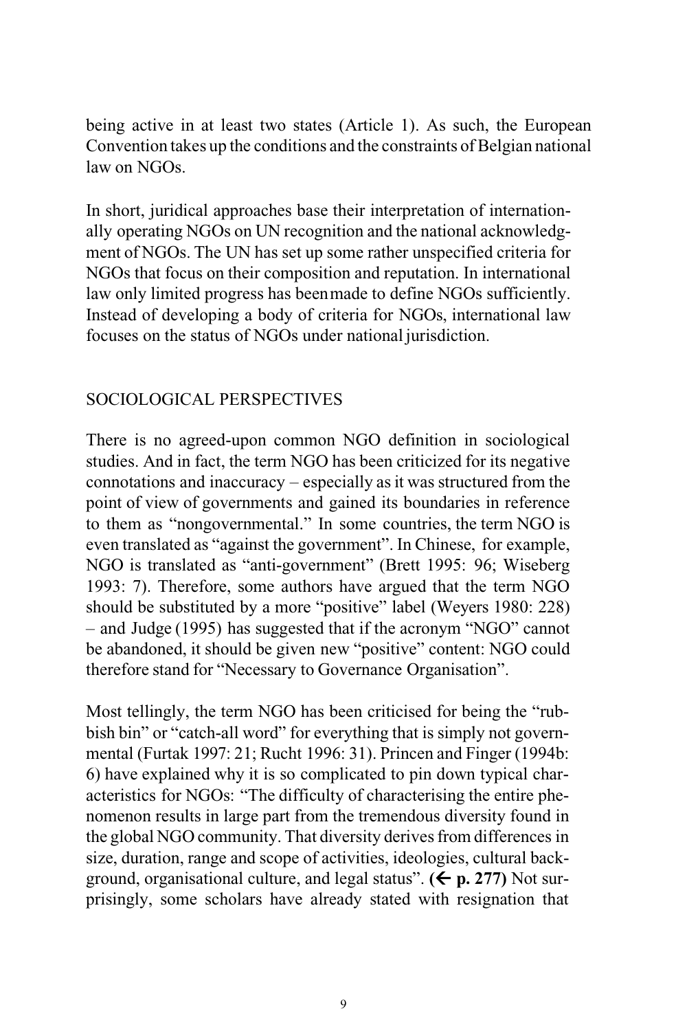being active in at least two states (Article 1). As such, the European Convention takes up the conditions and the constraints of Belgian national law on NGOs.

In short, juridical approaches base their interpretation of internationally operating NGOs on UN recognition and the national acknowledgment of NGOs. The UN has set up some rather unspecified criteria for NGOs that focus on their composition and reputation. In international law only limited progress has been made to define NGOs sufficiently. Instead of developing a body of criteria for NGOs, international law focuses on the status of NGOs under national jurisdiction.

## SOCIOLOGICAL PERSPECTIVES

There is no agreed-upon common NGO definition in sociological studies. And in fact, the term NGO has been criticized for its negative connotations and inaccuracy – especially as it was structured from the point of view of governments and gained its boundaries in reference to them as "nongovernmental." In some countries, the term NGO is even translated as "against the government". In Chinese, for example, NGO is translated as "anti-government" (Brett 1995: 96; Wiseberg 1993: 7). Therefore, some authors have argued that the term NGO should be substituted by a more "positive" label (Weyers 1980: 228) – and Judge (1995) has suggested that if the acronym "NGO" cannot be abandoned, it should be given new "positive" content: NGO could therefore stand for "Necessary to Governance Organisation".

Most tellingly, the term NGO has been criticised for being the "rubbish bin" or "catch-all word" for everything that is simply not governmental (Furtak 1997: 21; Rucht 1996: 31). Princen and Finger (1994b: 6) have explained why it is so complicated to pin down typical characteristics for NGOs: "The difficulty of characterising the entire phenomenon results in large part from the tremendous diversity found in the global NGO community. That diversity derives from differences in size, duration, range and scope of activities, ideologies, cultural background, organisational culture, and legal status". **(← p. 277)** Not surprisingly, some scholars have already stated with resignation that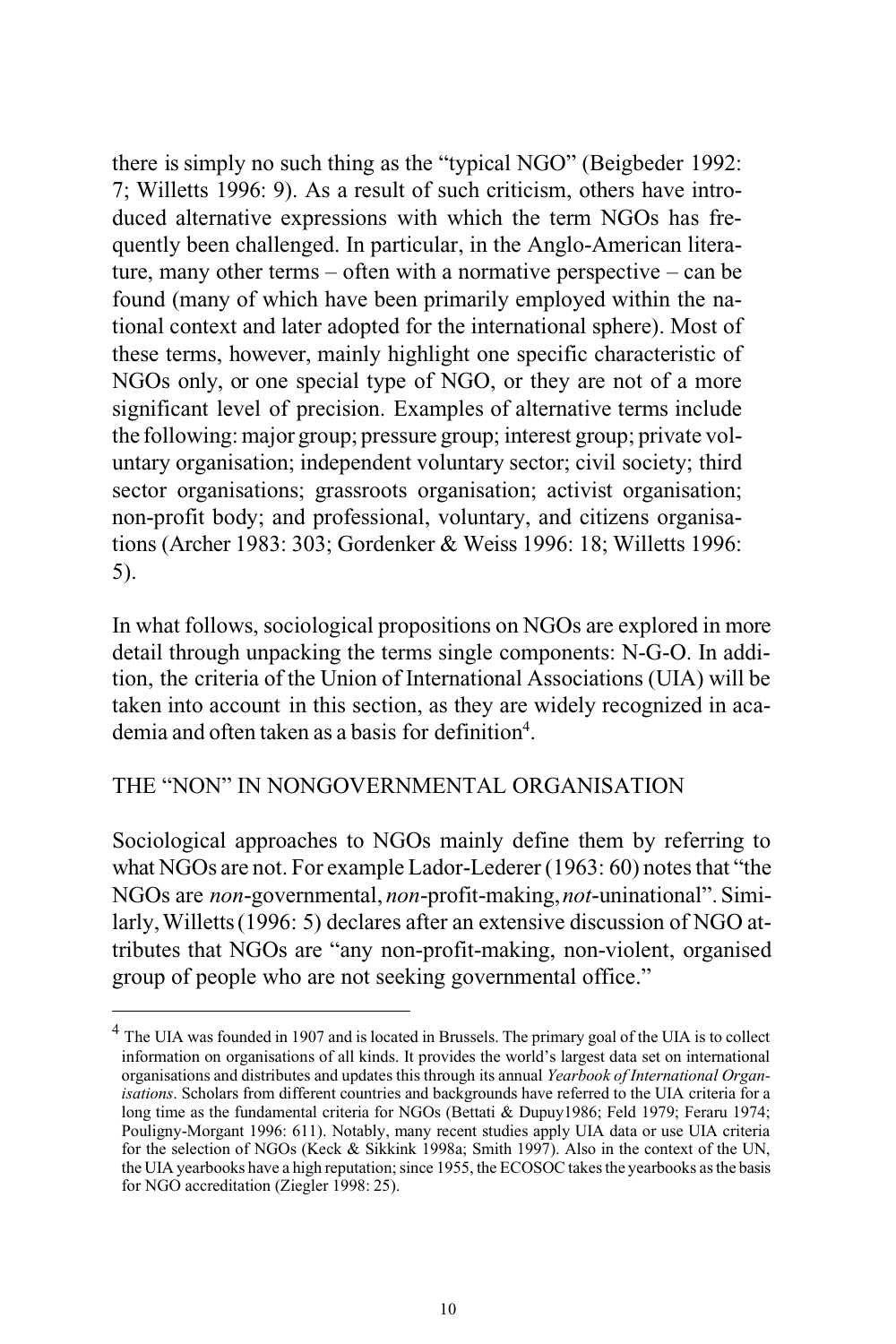there is simply no such thing as the "typical NGO" (Beigbeder 1992: 7; Willetts 1996: 9). As a result of such criticism, others have introduced alternative expressions with which the term NGOs has frequently been challenged. In particular, in the Anglo-American literature, many other terms – often with a normative perspective – can be found (many of which have been primarily employed within the national context and later adopted for the international sphere). Most of these terms, however, mainly highlight one specific characteristic of NGOs only, or one special type of NGO, or they are not of a more significant level of precision. Examples of alternative terms include the following: major group; pressure group; interest group; private voluntary organisation; independent voluntary sector; civil society; third sector organisations; grassroots organisation; activist organisation; non-profit body; and professional, voluntary, and citizens organisations (Archer 1983: 303; Gordenker & Weiss 1996: 18; Willetts 1996: 5).

In what follows, sociological propositions on NGOs are explored in more detail through unpacking the terms single components: N-G-O. In addition, the criteria of the Union of International Associations (UIA) will be taken into account in this section, as they are widely recognized in academia and often taken as a basis for definition[4].

## THE "NON" IN NONGOVERNMENTAL ORGANISATION

Sociological approaches to NGOs mainly define them by referring to what NGOs are not. For example Lador-Lederer (1963: 60) notes that "the NGOs are *non*-governmental, *non*-profit-making, *not*-uninational". Similarly, Willetts (1996: 5) declares after an extensive discussion of NGO attributes that NGOs are "any non-profit-making, non-violent, organised group of people who are not seeking governmental office."

---

[4] The UIA was founded in 1907 and is located in Brussels. The primary goal of the UIA is to collect information on organisations of all kinds. It provides the world's largest data set on international organisations and distributes and updates this through its annual *Yearbook of International Organisations*. Scholars from different countries and backgrounds have referred to the UIA criteria for a long time as the fundamental criteria for NGOs (Bettati & Dupuy1986; Feld 1979; Feraru 1974; Pouligny-Morgant 1996: 611). Notably, many recent studies apply UIA data or use UIA criteria for the selection of NGOs (Keck & Sikkink 1998a; Smith 1997). Also in the context of the UN, the UIA yearbooks have a high reputation; since 1955, the ECOSOC takes the yearbooks as the basis for NGO accreditation (Ziegler 1998: 25).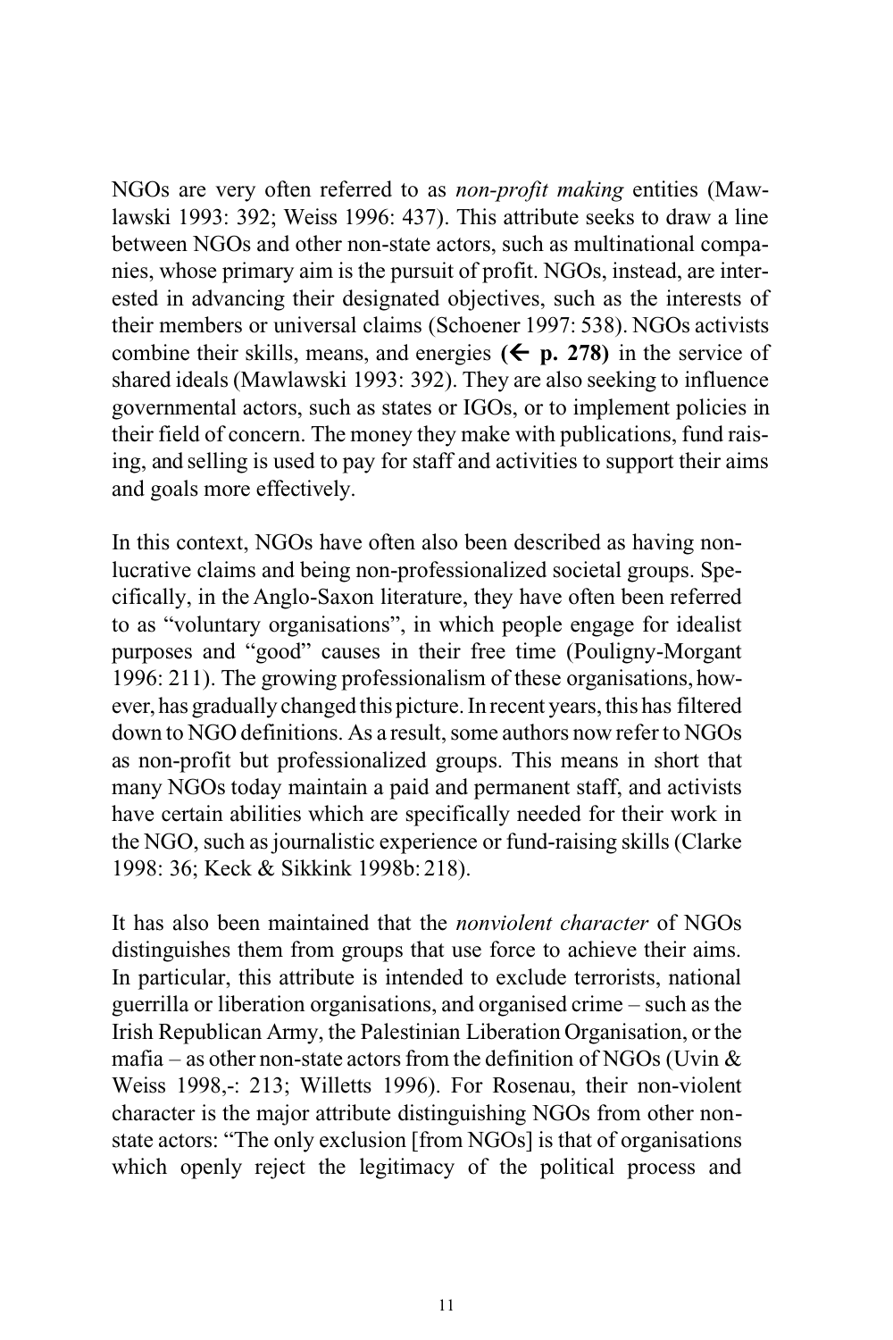NGOs are very often referred to as *non-profit making* entities (Mawlawski 1993: 392; Weiss 1996: 437). This attribute seeks to draw a line between NGOs and other non-state actors, such as multinational companies, whose primary aim is the pursuit of profit. NGOs, instead, are interested in advancing their designated objectives, such as the interests of their members or universal claims (Schoener 1997: 538). NGOs activists combine their skills, means, and energies **(← p. 278)** in the service of shared ideals (Mawlawski 1993: 392). They are also seeking to influence governmental actors, such as states or IGOs, or to implement policies in their field of concern. The money they make with publications, fund raising, and selling is used to pay for staff and activities to support their aims and goals more effectively.

In this context, NGOs have often also been described as having non-lucrative claims and being non-professionalized societal groups. Specifically, in the Anglo-Saxon literature, they have often been referred to as "voluntary organisations", in which people engage for idealist purposes and "good" causes in their free time (Pouligny-Morgant 1996: 211). The growing professionalism of these organisations, however, has gradually changed this picture. In recent years, this has filtered down to NGO definitions. As a result, some authors now refer to NGOs as non-profit but professionalized groups. This means in short that many NGOs today maintain a paid and permanent staff, and activists have certain abilities which are specifically needed for their work in the NGO, such as journalistic experience or fund-raising skills (Clarke 1998: 36; Keck & Sikkink 1998b: 218).

It has also been maintained that the *nonviolent character* of NGOs distinguishes them from groups that use force to achieve their aims. In particular, this attribute is intended to exclude terrorists, national guerrilla or liberation organisations, and organised crime – such as the Irish Republican Army, the Palestinian Liberation Organisation, or the mafia – as other non-state actors from the definition of NGOs (Uvin & Weiss 1998,-: 213; Willetts 1996). For Rosenau, their non-violent character is the major attribute distinguishing NGOs from other non-state actors: "The only exclusion [from NGOs] is that of organisations which openly reject the legitimacy of the political process and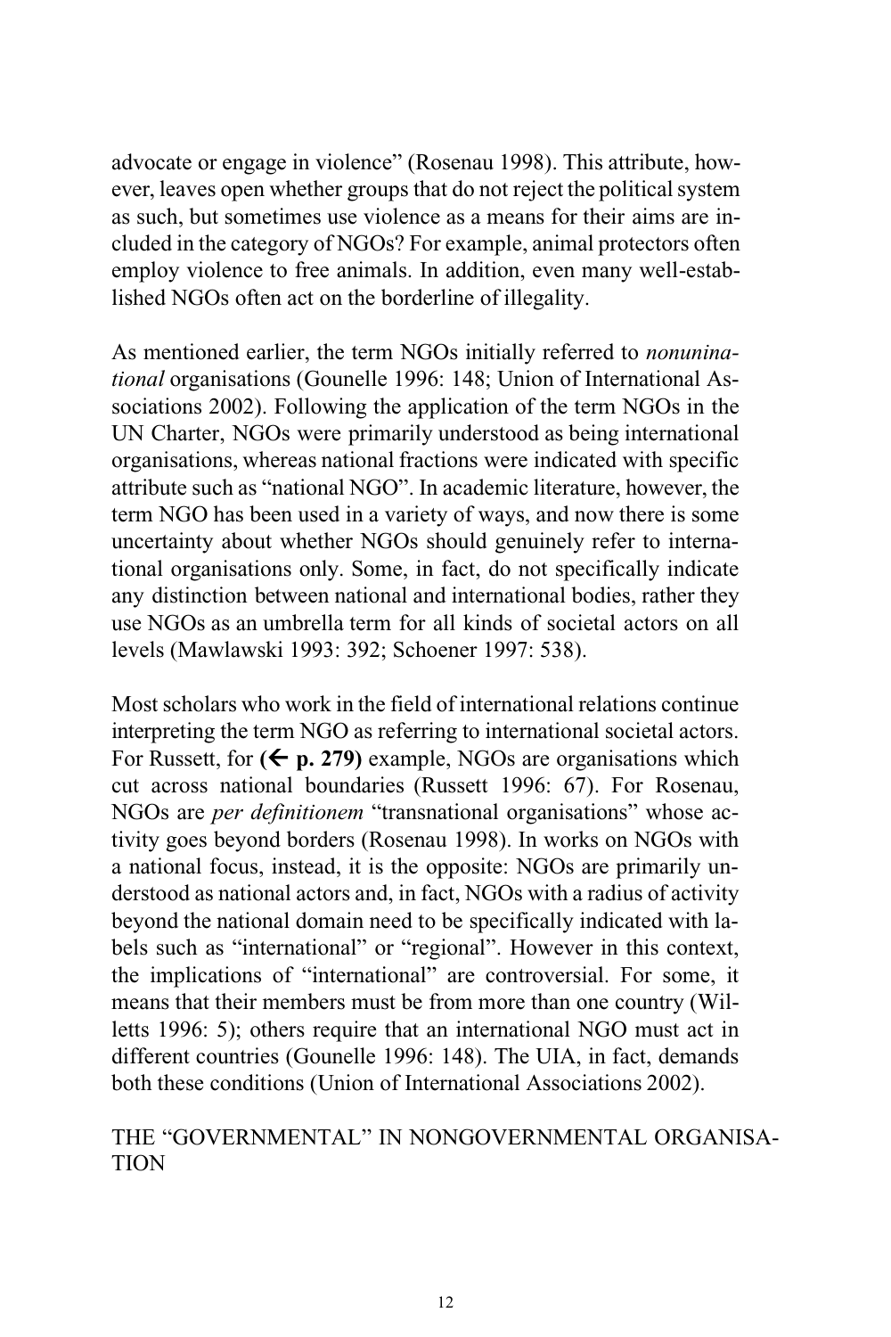advocate or engage in violence" (Rosenau 1998). This attribute, however, leaves open whether groups that do not reject the political system as such, but sometimes use violence as a means for their aims are included in the category of NGOs? For example, animal protectors often employ violence to free animals. In addition, even many well-established NGOs often act on the borderline of illegality.

As mentioned earlier, the term NGOs initially referred to *nonuninational* organisations (Gounelle 1996: 148; Union of International Associations 2002). Following the application of the term NGOs in the UN Charter, NGOs were primarily understood as being international organisations, whereas national fractions were indicated with specific attribute such as "national NGO". In academic literature, however, the term NGO has been used in a variety of ways, and now there is some uncertainty about whether NGOs should genuinely refer to international organisations only. Some, in fact, do not specifically indicate any distinction between national and international bodies, rather they use NGOs as an umbrella term for all kinds of societal actors on all levels (Mawlawski 1993: 392; Schoener 1997: 538).

Most scholars who work in the field of international relations continue interpreting the term NGO as referring to international societal actors. For Russett, for **(← p. 279)** example, NGOs are organisations which cut across national boundaries (Russett 1996: 67). For Rosenau, NGOs are *per definitionem* "transnational organisations" whose activity goes beyond borders (Rosenau 1998). In works on NGOs with a national focus, instead, it is the opposite: NGOs are primarily understood as national actors and, in fact, NGOs with a radius of activity beyond the national domain need to be specifically indicated with labels such as "international" or "regional". However in this context, the implications of "international" are controversial. For some, it means that their members must be from more than one country (Willetts 1996: 5); others require that an international NGO must act in different countries (Gounelle 1996: 148). The UIA, in fact, demands both these conditions (Union of International Associations 2002).

## THE "GOVERNMENTAL" IN NONGOVERNMENTAL ORGANISATION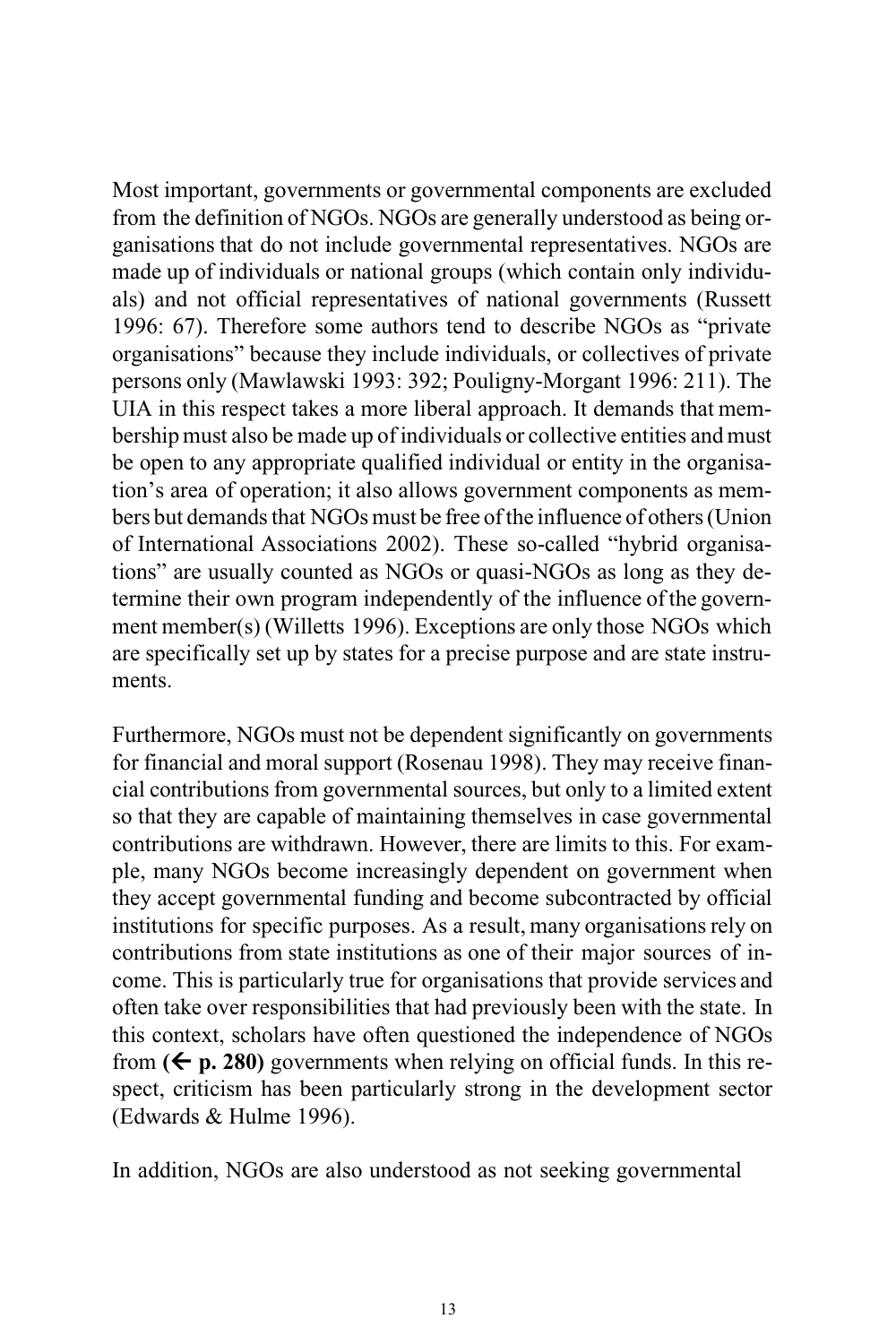Most important, governments or governmental components are excluded from the definition of NGOs. NGOs are generally understood as being organisations that do not include governmental representatives. NGOs are made up of individuals or national groups (which contain only individuals) and not official representatives of national governments (Russett 1996: 67). Therefore some authors tend to describe NGOs as "private organisations" because they include individuals, or collectives of private persons only (Mawlawski 1993: 392; Pouligny-Morgant 1996: 211). The UIA in this respect takes a more liberal approach. It demands that membership must also be made up of individuals or collective entities and must be open to any appropriate qualified individual or entity in the organisation's area of operation; it also allows government components as members but demands that NGOs must be free of the influence of others (Union of International Associations 2002). These so-called "hybrid organisations" are usually counted as NGOs or quasi-NGOs as long as they determine their own program independently of the influence of the government member(s) (Willetts 1996). Exceptions are only those NGOs which are specifically set up by states for a precise purpose and are state instruments.

Furthermore, NGOs must not be dependent significantly on governments for financial and moral support (Rosenau 1998). They may receive financial contributions from governmental sources, but only to a limited extent so that they are capable of maintaining themselves in case governmental contributions are withdrawn. However, there are limits to this. For example, many NGOs become increasingly dependent on government when they accept governmental funding and become subcontracted by official institutions for specific purposes. As a result, many organisations rely on contributions from state institutions as one of their major sources of income. This is particularly true for organisations that provide services and often take over responsibilities that had previously been with the state. In this context, scholars have often questioned the independence of NGOs from **(← p. 280)** governments when relying on official funds. In this respect, criticism has been particularly strong in the development sector (Edwards & Hulme 1996).

In addition, NGOs are also understood as not seeking governmental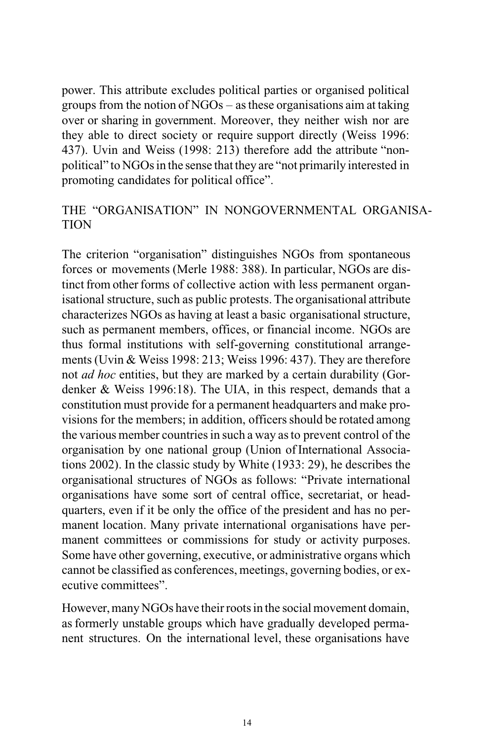power. This attribute excludes political parties or organised political groups from the notion of NGOs – as these organisations aim at taking over or sharing in government. Moreover, they neither wish nor are they able to direct society or require support directly (Weiss 1996: 437). Uvin and Weiss (1998: 213) therefore add the attribute "non-political" to NGOs in the sense that they are "not primarily interested in promoting candidates for political office".

## THE "ORGANISATION" IN NONGOVERNMENTAL ORGANISATION

The criterion "organisation" distinguishes NGOs from spontaneous forces or movements (Merle 1988: 388). In particular, NGOs are distinct from other forms of collective action with less permanent organisational structure, such as public protests. The organisational attribute characterizes NGOs as having at least a basic organisational structure, such as permanent members, offices, or financial income. NGOs are thus formal institutions with self-governing constitutional arrangements (Uvin & Weiss 1998: 213; Weiss 1996: 437). They are therefore not *ad hoc* entities, but they are marked by a certain durability (Gordenker & Weiss 1996:18). The UIA, in this respect, demands that a constitution must provide for a permanent headquarters and make provisions for the members; in addition, officers should be rotated among the various member countries in such a way as to prevent control of the organisation by one national group (Union of International Associations 2002). In the classic study by White (1933: 29), he describes the organisational structures of NGOs as follows: "Private international organisations have some sort of central office, secretariat, or headquarters, even if it be only the office of the president and has no permanent location. Many private international organisations have permanent committees or commissions for study or activity purposes. Some have other governing, executive, or administrative organs which cannot be classified as conferences, meetings, governing bodies, or executive committees".

However, many NGOs have their roots in the social movement domain, as formerly unstable groups which have gradually developed permanent structures. On the international level, these organisations have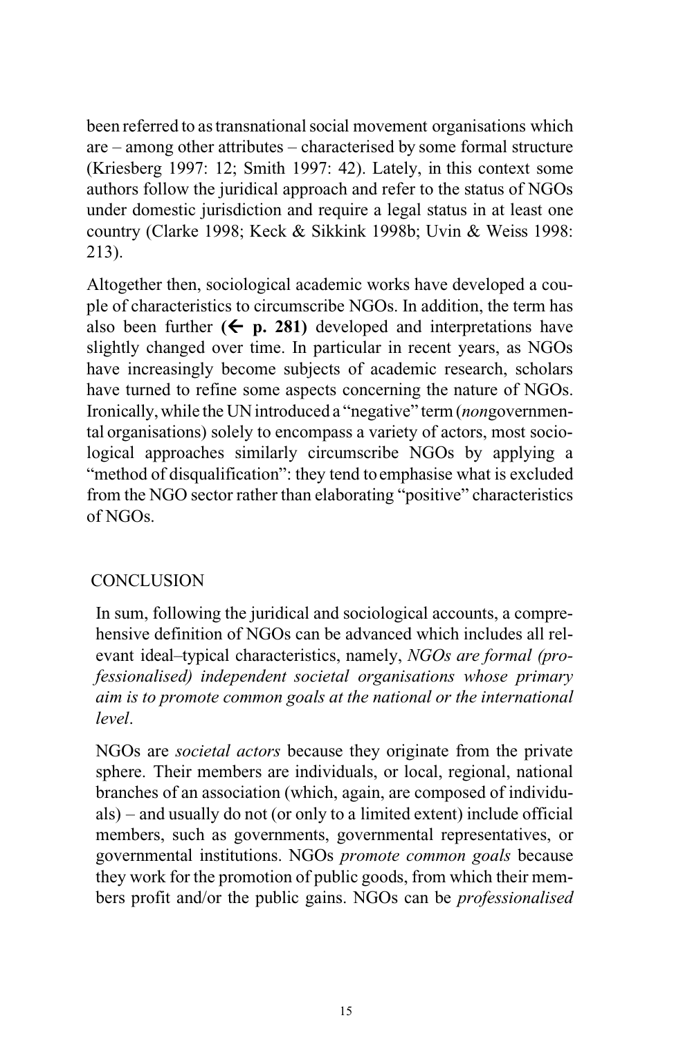been referred to as transnational social movement organisations which are – among other attributes – characterised by some formal structure (Kriesberg 1997: 12; Smith 1997: 42). Lately, in this context some authors follow the juridical approach and refer to the status of NGOs under domestic jurisdiction and require a legal status in at least one country (Clarke 1998; Keck & Sikkink 1998b; Uvin & Weiss 1998: 213).

Altogether then, sociological academic works have developed a couple of characteristics to circumscribe NGOs. In addition, the term has also been further **(← p. 281)** developed and interpretations have slightly changed over time. In particular in recent years, as NGOs have increasingly become subjects of academic research, scholars have turned to refine some aspects concerning the nature of NGOs. Ironically, while the UN introduced a "negative" term (*non*governmental organisations) solely to encompass a variety of actors, most sociological approaches similarly circumscribe NGOs by applying a "method of disqualification": they tend to emphasise what is excluded from the NGO sector rather than elaborating "positive" characteristics of NGOs.

## CONCLUSION

In sum, following the juridical and sociological accounts, a comprehensive definition of NGOs can be advanced which includes all relevant ideal–typical characteristics, namely, *NGOs are formal (professionalised) independent societal organisations whose primary aim is to promote common goals at the national or the international level*.

NGOs are *societal actors* because they originate from the private sphere. Their members are individuals, or local, regional, national branches of an association (which, again, are composed of individuals) – and usually do not (or only to a limited extent) include official members, such as governments, governmental representatives, or governmental institutions. NGOs *promote common goals* because they work for the promotion of public goods, from which their members profit and/or the public gains. NGOs can be *professionalised*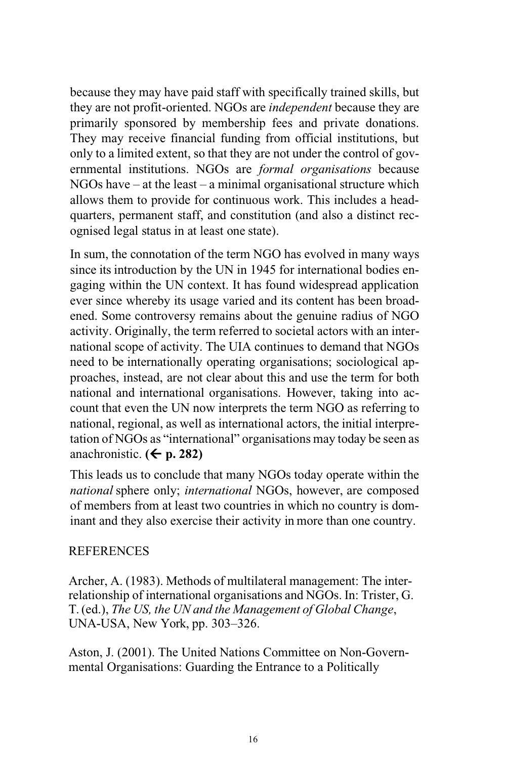because they may have paid staff with specifically trained skills, but they are not profit-oriented. NGOs are *independent* because they are primarily sponsored by membership fees and private donations. They may receive financial funding from official institutions, but only to a limited extent, so that they are not under the control of governmental institutions. NGOs are *formal organisations* because NGOs have – at the least – a minimal organisational structure which allows them to provide for continuous work. This includes a headquarters, permanent staff, and constitution (and also a distinct recognised legal status in at least one state).

In sum, the connotation of the term NGO has evolved in many ways since its introduction by the UN in 1945 for international bodies engaging within the UN context. It has found widespread application ever since whereby its usage varied and its content has been broadened. Some controversy remains about the genuine radius of NGO activity. Originally, the term referred to societal actors with an international scope of activity. The UIA continues to demand that NGOs need to be internationally operating organisations; sociological approaches, instead, are not clear about this and use the term for both national and international organisations. However, taking into account that even the UN now interprets the term NGO as referring to national, regional, as well as international actors, the initial interpretation of NGOs as "international" organisations may today be seen as anachronistic. **(← p. 282)**

This leads us to conclude that many NGOs today operate within the *national* sphere only; *international* NGOs, however, are composed of members from at least two countries in which no country is dominant and they also exercise their activity in more than one country.

## REFERENCES

Archer, A. (1983). Methods of multilateral management: The interrelationship of international organisations and NGOs. In: Trister, G. T. (ed.), *The US, the UN and the Management of Global Change*, UNA-USA, New York, pp. 303–326.

Aston, J. (2001). The United Nations Committee on Non-Governmental Organisations: Guarding the Entrance to a Politically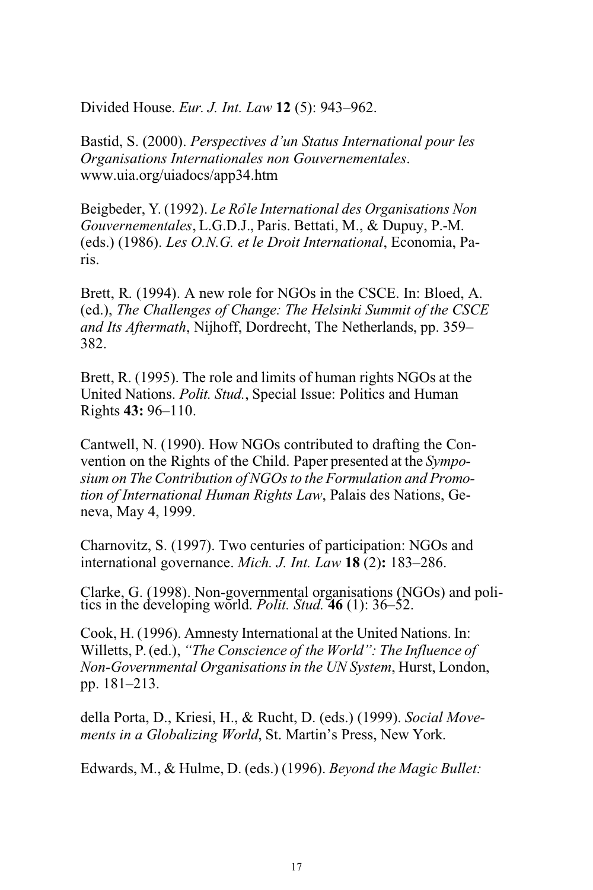Divided House. *Eur. J. Int. Law* **12** (5): 943–962.

Bastid, S. (2000). *Perspectives d'un Status International pour les Organisations Internationales non Gouvernementales*. www.uia.org/uiadocs/app34.htm

Beigbeder, Y. (1992). *Le Rôle International des Organisations Non Gouvernementales*, L.G.D.J., Paris. Bettati, M., & Dupuy, P.-M. (eds.) (1986). *Les O.N.G. et le Droit International*, Economia, Paris.

Brett, R. (1994). A new role for NGOs in the CSCE. In: Bloed, A. (ed.), *The Challenges of Change: The Helsinki Summit of the CSCE and Its Aftermath*, Nijhoff, Dordrecht, The Netherlands, pp. 359–382.

Brett, R. (1995). The role and limits of human rights NGOs at the United Nations. *Polit. Stud.*, Special Issue: Politics and Human Rights **43:** 96–110.

Cantwell, N. (1990). How NGOs contributed to drafting the Convention on the Rights of the Child. Paper presented at the *Symposium on The Contribution of NGOs to the Formulation and Promotion of International Human Rights Law*, Palais des Nations, Geneva, May 4, 1999.

Charnovitz, S. (1997). Two centuries of participation: NGOs and international governance. *Mich. J. Int. Law* **18** (2)**:** 183–286.

Clarke, G. (1998). Non-governmental organisations (NGOs) and politics in the developing world. *Polit. Stud.* **46** (1): 36–52.

Cook, H. (1996). Amnesty International at the United Nations. In: Willetts, P. (ed.), *"The Conscience of the World": The Influence of Non-Governmental Organisations in the UN System*, Hurst, London, pp. 181–213.

della Porta, D., Kriesi, H., & Rucht, D. (eds.) (1999). *Social Movements in a Globalizing World*, St. Martin's Press, New York.

Edwards, M., & Hulme, D. (eds.) (1996). *Beyond the Magic Bullet:*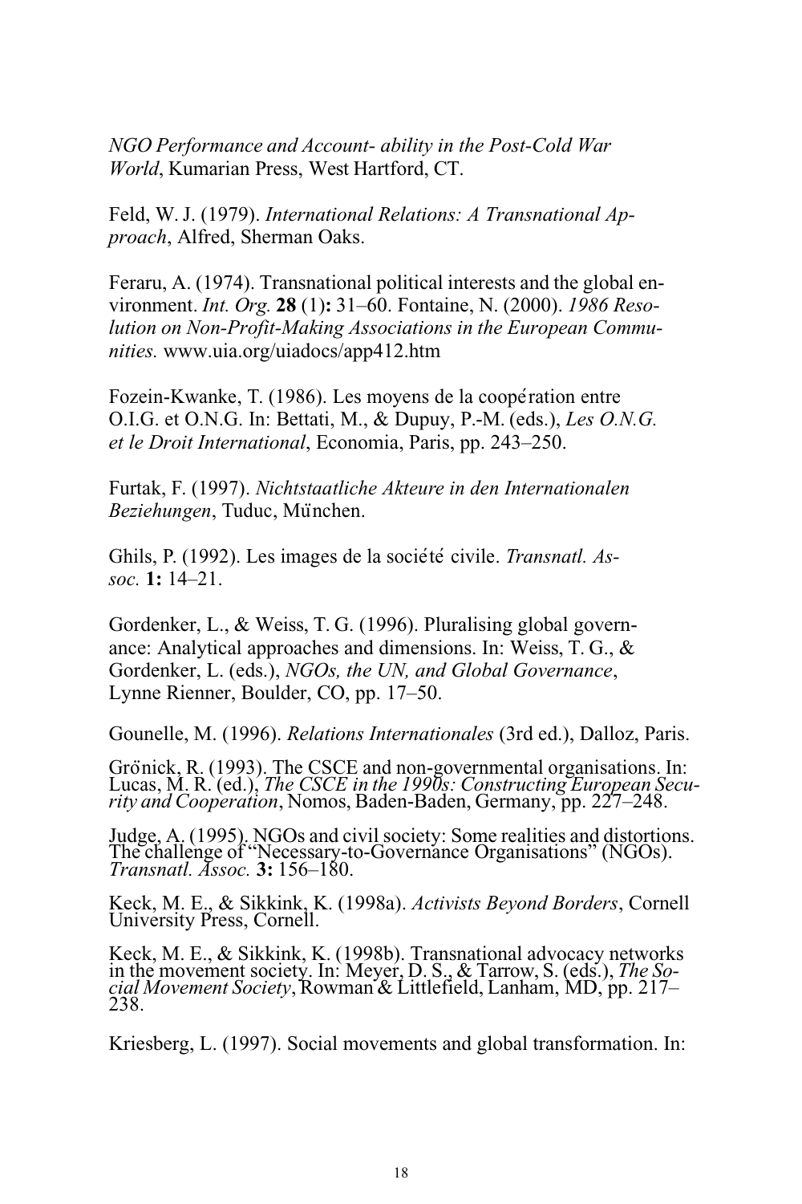*NGO Performance and Account- ability in the Post-Cold War World*, Kumarian Press, West Hartford, CT.

Feld, W. J. (1979). *International Relations: A Transnational Approach*, Alfred, Sherman Oaks.

Feraru, A. (1974). Transnational political interests and the global environment. *Int. Org.* **28** (1)**:** 31–60. Fontaine, N. (2000). *1986 Resolution on Non-Profit-Making Associations in the European Communities.* www.uia.org/uiadocs/app412.htm

Fozein-Kwanke, T. (1986). Les moyens de la coopération entre O.I.G. et O.N.G. In: Bettati, M., & Dupuy, P.-M. (eds.), *Les O.N.G. et le Droit International*, Economia, Paris, pp. 243–250.

Furtak, F. (1997). *Nichtstaatliche Akteure in den Internationalen Beziehungen*, Tuduc, München.

Ghils, P. (1992). Les images de la société civile. *Transnatl. Assoc.* **1:** 14–21.

Gordenker, L., & Weiss, T. G. (1996). Pluralising global governance: Analytical approaches and dimensions. In: Weiss, T. G., & Gordenker, L. (eds.), *NGOs, the UN, and Global Governance*, Lynne Rienner, Boulder, CO, pp. 17–50.

Gounelle, M. (1996). *Relations Internationales* (3rd ed.), Dalloz, Paris.

Grönick, R. (1993). The CSCE and non-governmental organisations. In: Lucas, M. R. (ed.), *The CSCE in the 1990s: Constructing European Security and Cooperation*, Nomos, Baden-Baden, Germany, pp. 227–248.

Judge, A. (1995). NGOs and civil society: Some realities and distortions. The challenge of "Necessary-to-Governance Organisations" (NGOs). *Transnatl. Assoc.* **3:** 156–180.

Keck, M. E., & Sikkink, K. (1998a). *Activists Beyond Borders*, Cornell University Press, Cornell.

Keck, M. E., & Sikkink, K. (1998b). Transnational advocacy networks in the movement society. In: Meyer, D. S., & Tarrow, S. (eds.), *The Social Movement Society*, Rowman & Littlefield, Lanham, MD, pp. 217–238.

Kriesberg, L. (1997). Social movements and global transformation. In: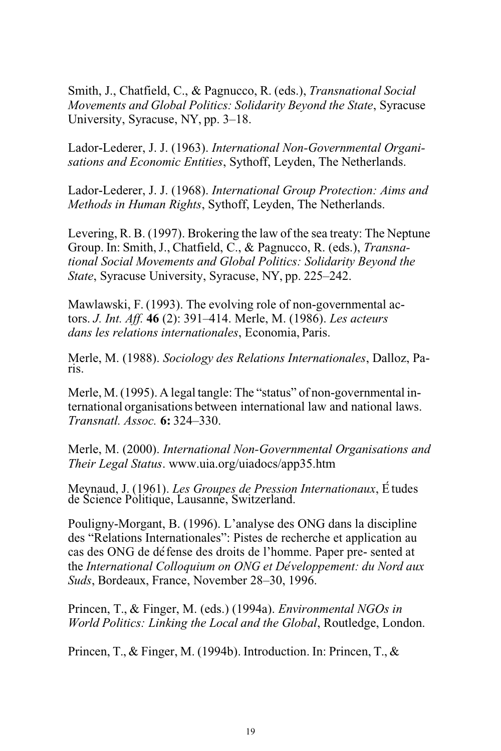Smith, J., Chatfield, C., & Pagnucco, R. (eds.), *Transnational Social Movements and Global Politics: Solidarity Beyond the State*, Syracuse University, Syracuse, NY, pp. 3–18.

Lador-Lederer, J. J. (1963). *International Non-Governmental Organisations and Economic Entities*, Sythoff, Leyden, The Netherlands.

Lador-Lederer, J. J. (1968). *International Group Protection: Aims and Methods in Human Rights*, Sythoff, Leyden, The Netherlands.

Levering, R. B. (1997). Brokering the law of the sea treaty: The Neptune Group. In: Smith, J., Chatfield, C., & Pagnucco, R. (eds.), *Transnational Social Movements and Global Politics: Solidarity Beyond the State*, Syracuse University, Syracuse, NY, pp. 225–242.

Mawlawski, F. (1993). The evolving role of non-governmental actors. *J. Int. Aff.* **46** (2): 391–414. Merle, M. (1986). *Les acteurs dans les relations internationales*, Economia, Paris.

Merle, M. (1988). *Sociology des Relations Internationales*, Dalloz, Paris.

Merle, M. (1995). A legal tangle: The "status" of non-governmental international organisations between international law and national laws. *Transnatl. Assoc.* **6:** 324–330.

Merle, M. (2000). *International Non-Governmental Organisations and Their Legal Status*. www.uia.org/uiadocs/app35.htm

Meynaud, J. (1961). *Les Groupes de Pression Internationaux*, Études de Science Politique, Lausanne, Switzerland.

Pouligny-Morgant, B. (1996). L'analyse des ONG dans la discipline des "Relations Internationales": Pistes de recherche et application au cas des ONG de défense des droits de l'homme. Paper pre- sented at the *International Colloquium on ONG et Développement: du Nord aux Suds*, Bordeaux, France, November 28–30, 1996.

Princen, T., & Finger, M. (eds.) (1994a). *Environmental NGOs in World Politics: Linking the Local and the Global*, Routledge, London.

Princen, T., & Finger, M. (1994b). Introduction. In: Princen, T., &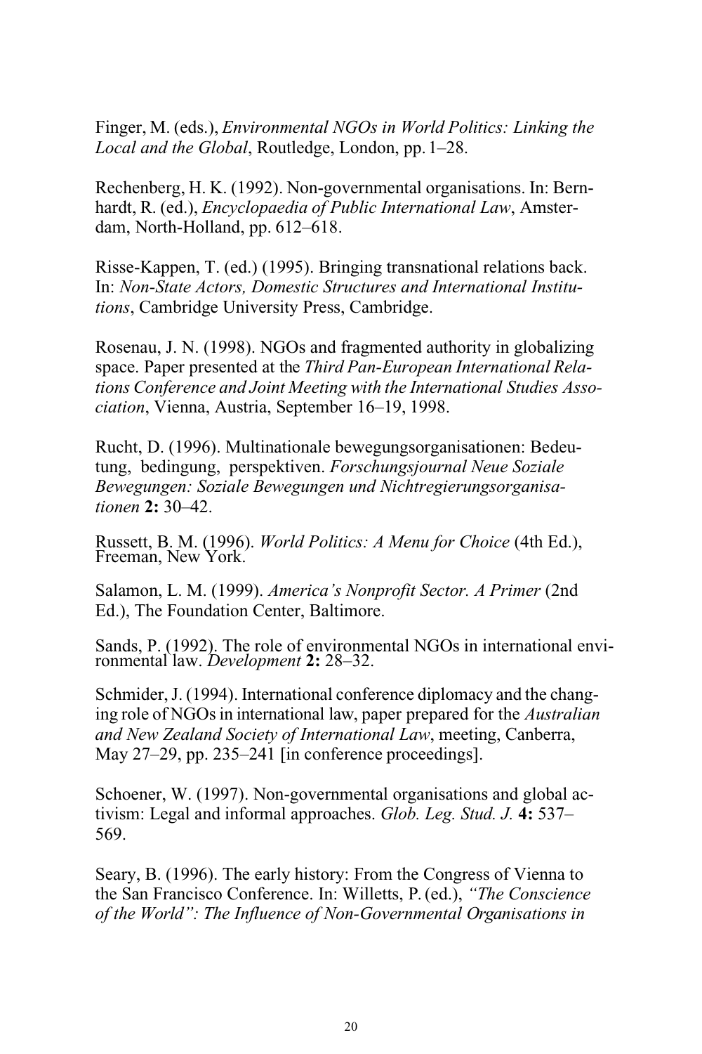Finger, M. (eds.), *Environmental NGOs in World Politics: Linking the Local and the Global*, Routledge, London, pp. 1–28.

Rechenberg, H. K. (1992). Non-governmental organisations. In: Bernhardt, R. (ed.), *Encyclopaedia of Public International Law*, Amsterdam, North-Holland, pp. 612–618.

Risse-Kappen, T. (ed.) (1995). Bringing transnational relations back. In: *Non-State Actors, Domestic Structures and International Institutions*, Cambridge University Press, Cambridge.

Rosenau, J. N. (1998). NGOs and fragmented authority in globalizing space. Paper presented at the *Third Pan-European International Relations Conference and Joint Meeting with the International Studies Association*, Vienna, Austria, September 16–19, 1998.

Rucht, D. (1996). Multinationale bewegungsorganisationen: Bedeutung, bedingung, perspektiven. *Forschungsjournal Neue Soziale Bewegungen: Soziale Bewegungen und Nichtregierungsorganisationen* **2:** 30–42.

Russett, B. M. (1996). *World Politics: A Menu for Choice* (4th Ed.), Freeman, New York.

Salamon, L. M. (1999). *America's Nonprofit Sector. A Primer* (2nd Ed.), The Foundation Center, Baltimore.

Sands, P. (1992). The role of environmental NGOs in international environmental law. *Development* **2:** 28–32.

Schmider, J. (1994). International conference diplomacy and the changing role of NGOs in international law, paper prepared for the *Australian and New Zealand Society of International Law*, meeting, Canberra, May 27–29, pp. 235–241 [in conference proceedings].

Schoener, W. (1997). Non-governmental organisations and global activism: Legal and informal approaches. *Glob. Leg. Stud. J.* **4:** 537–569.

Seary, B. (1996). The early history: From the Congress of Vienna to the San Francisco Conference. In: Willetts, P. (ed.), *"The Conscience of the World": The Influence of Non-Governmental Organisations in*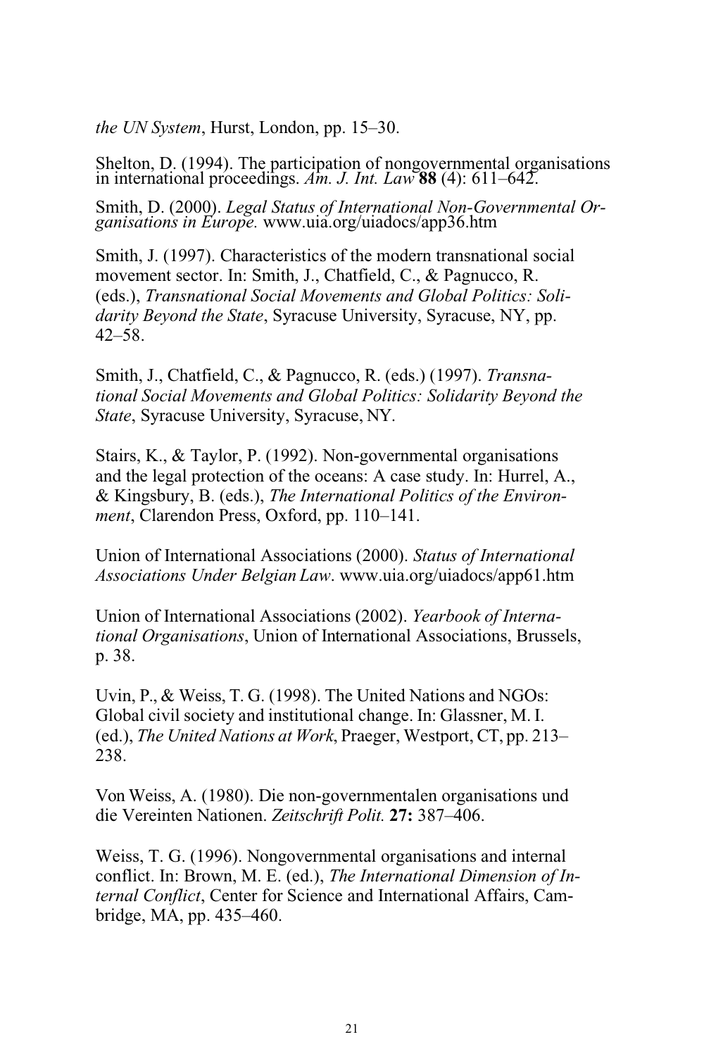*the UN System*, Hurst, London, pp. 15–30.

Shelton, D. (1994). The participation of nongovernmental organisations in international proceedings. *Am. J. Int. Law* **88** (4): 611–642.

Smith, D. (2000). *Legal Status of International Non-Governmental Organisations in Europe.* www.uia.org/uiadocs/app36.htm

Smith, J. (1997). Characteristics of the modern transnational social movement sector. In: Smith, J., Chatfield, C., & Pagnucco, R. (eds.), *Transnational Social Movements and Global Politics: Solidarity Beyond the State*, Syracuse University, Syracuse, NY, pp. 42–58.

Smith, J., Chatfield, C., & Pagnucco, R. (eds.) (1997). *Transnational Social Movements and Global Politics: Solidarity Beyond the State*, Syracuse University, Syracuse, NY.

Stairs, K., & Taylor, P. (1992). Non-governmental organisations and the legal protection of the oceans: A case study. In: Hurrel, A., & Kingsbury, B. (eds.), *The International Politics of the Environment*, Clarendon Press, Oxford, pp. 110–141.

Union of International Associations (2000). *Status of International Associations Under Belgian Law*. www.uia.org/uiadocs/app61.htm

Union of International Associations (2002). *Yearbook of International Organisations*, Union of International Associations, Brussels, p. 38.

Uvin, P., & Weiss, T. G. (1998). The United Nations and NGOs: Global civil society and institutional change. In: Glassner, M. I. (ed.), *The United Nations at Work*, Praeger, Westport, CT, pp. 213–238.

Von Weiss, A. (1980). Die non-governmentalen organisations und die Vereinten Nationen. *Zeitschrift Polit.* **27:** 387–406.

Weiss, T. G. (1996). Nongovernmental organisations and internal conflict. In: Brown, M. E. (ed.), *The International Dimension of Internal Conflict*, Center for Science and International Affairs, Cambridge, MA, pp. 435–460.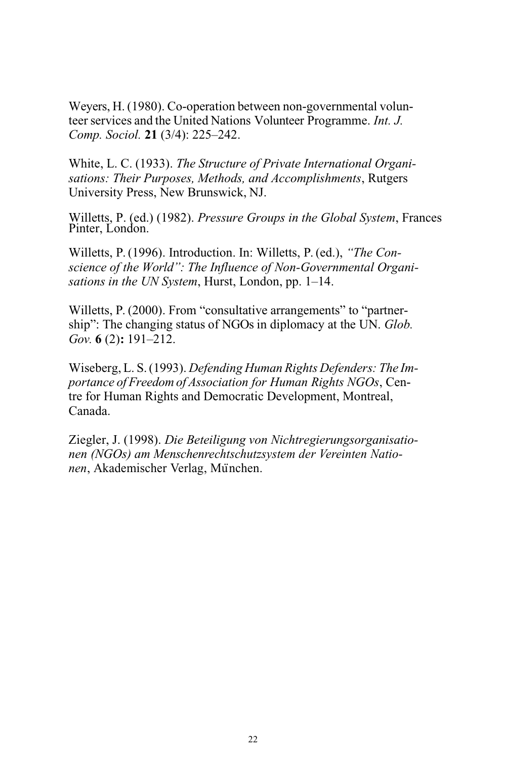Weyers, H. (1980). Co-operation between non-governmental volunteer services and the United Nations Volunteer Programme. *Int. J. Comp. Sociol.* **21** (3/4): 225–242.

White, L. C. (1933). *The Structure of Private International Organisations: Their Purposes, Methods, and Accomplishments*, Rutgers University Press, New Brunswick, NJ.

Willetts, P. (ed.) (1982). *Pressure Groups in the Global System*, Frances Pinter, London.

Willetts, P. (1996). Introduction. In: Willetts, P. (ed.), *"The Conscience of the World": The Influence of Non-Governmental Organisations in the UN System*, Hurst, London, pp. 1–14.

Willetts, P. (2000). From "consultative arrangements" to "partnership": The changing status of NGOs in diplomacy at the UN. *Glob. Gov.* **6** (2)**:** 191–212.

Wiseberg, L. S. (1993). *Defending Human Rights Defenders: The Importance of Freedom of Association for Human Rights NGOs*, Centre for Human Rights and Democratic Development, Montreal, Canada.

Ziegler, J. (1998). *Die Beteiligung von Nichtregierungsorganisationen (NGOs) am Menschenrechtschutzsystem der Vereinten Nationen*, Akademischer Verlag, München.